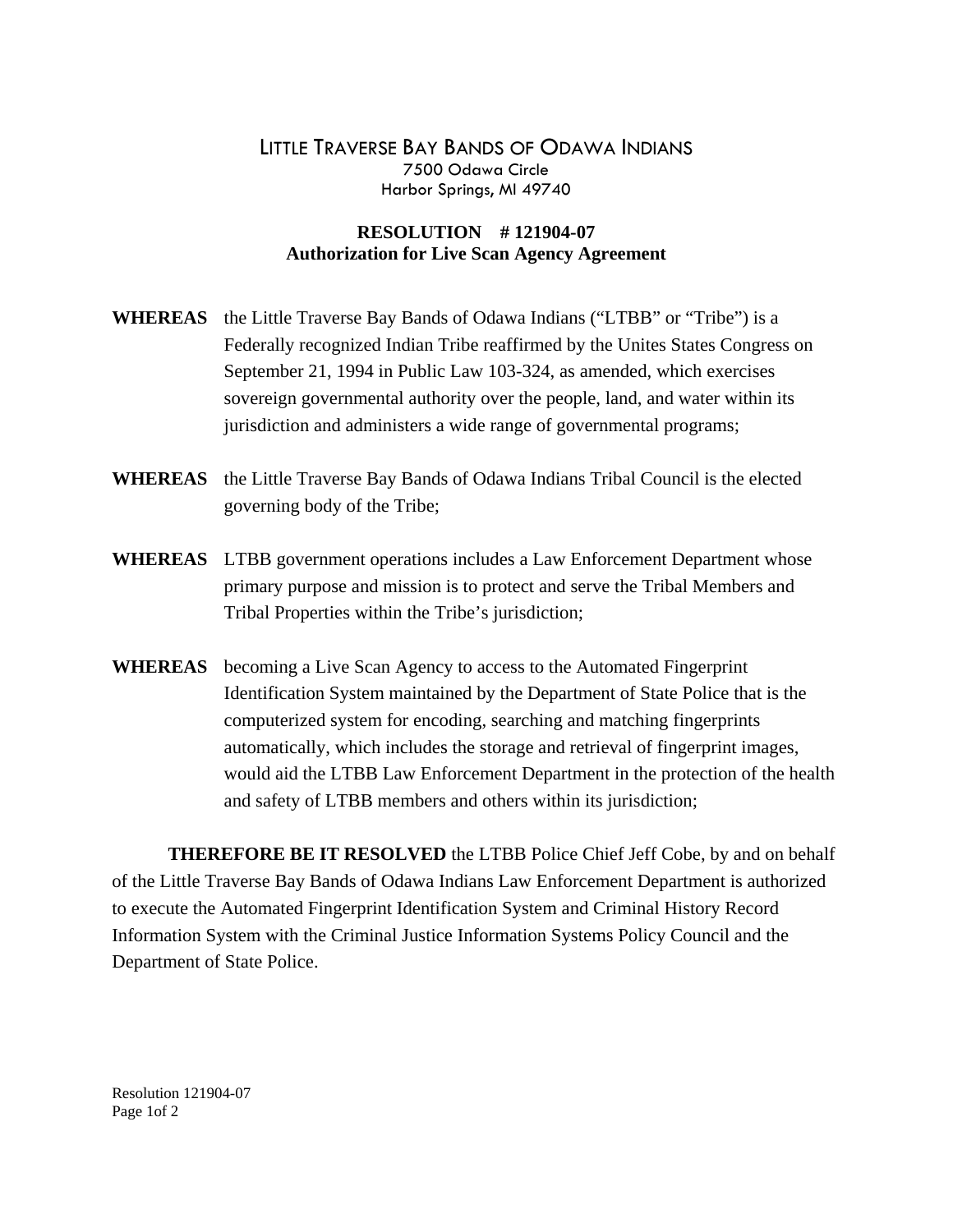# LITTLE TRAVERSE BAY BANDS OF ODAWA INDIANS

7500 Odawa Circle
Harbor Springs, MI 49740

## RESOLUTION # 121904-07
## Authorization for Live Scan Agency Agreement

**WHEREAS** the Little Traverse Bay Bands of Odawa Indians ("LTBB" or "Tribe") is a Federally recognized Indian Tribe reaffirmed by the Unites States Congress on September 21, 1994 in Public Law 103-324, as amended, which exercises sovereign governmental authority over the people, land, and water within its jurisdiction and administers a wide range of governmental programs;

**WHEREAS** the Little Traverse Bay Bands of Odawa Indians Tribal Council is the elected governing body of the Tribe;

**WHEREAS** LTBB government operations includes a Law Enforcement Department whose primary purpose and mission is to protect and serve the Tribal Members and Tribal Properties within the Tribe's jurisdiction;

**WHEREAS** becoming a Live Scan Agency to access to the Automated Fingerprint Identification System maintained by the Department of State Police that is the computerized system for encoding, searching and matching fingerprints automatically, which includes the storage and retrieval of fingerprint images, would aid the LTBB Law Enforcement Department in the protection of the health and safety of LTBB members and others within its jurisdiction;

**THEREFORE BE IT RESOLVED** the LTBB Police Chief Jeff Cobe, by and on behalf of the Little Traverse Bay Bands of Odawa Indians Law Enforcement Department is authorized to execute the Automated Fingerprint Identification System and Criminal History Record Information System with the Criminal Justice Information Systems Policy Council and the Department of State Police.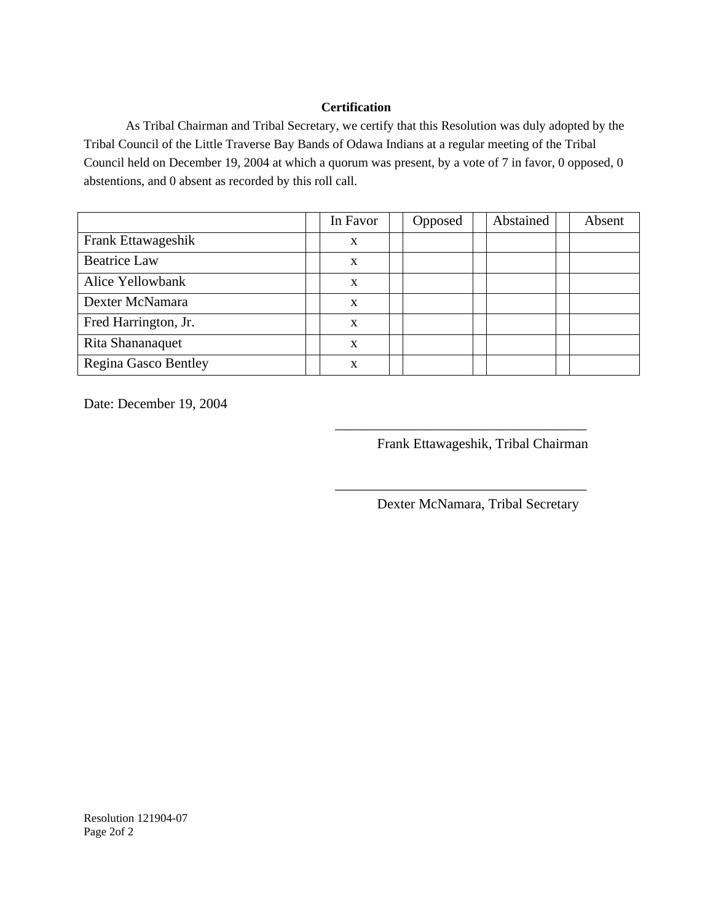**Certification**

As Tribal Chairman and Tribal Secretary, we certify that this Resolution was duly adopted by the Tribal Council of the Little Traverse Bay Bands of Odawa Indians at a regular meeting of the Tribal Council held on December 19, 2004 at which a quorum was present, by a vote of 7 in favor, 0 opposed, 0 abstentions, and 0 absent as recorded by this roll call.

| | In Favor | Opposed | Abstained | Absent |
|---|---|---|---|---|
| Frank Ettawageshik | x | | | |
| Beatrice Law | x | | | |
| Alice Yellowbank | x | | | |
| Dexter McNamara | x | | | |
| Fred Harrington, Jr. | x | | | |
| Rita Shananaquet | x | | | |
| Regina Gasco Bentley | x | | | |

Date: December 19, 2004

\_\_\_\_\_\_\_\_\_\_\_\_\_\_\_\_\_\_\_\_\_\_\_\_\_\_\_\_\_\_\_\_\_\_\_\_\_

Frank Ettawageshik, Tribal Chairman

\_\_\_\_\_\_\_\_\_\_\_\_\_\_\_\_\_\_\_\_\_\_\_\_\_\_\_\_\_\_\_\_\_\_\_\_\_

Dexter McNamara, Tribal Secretary

Resolution 121904-07